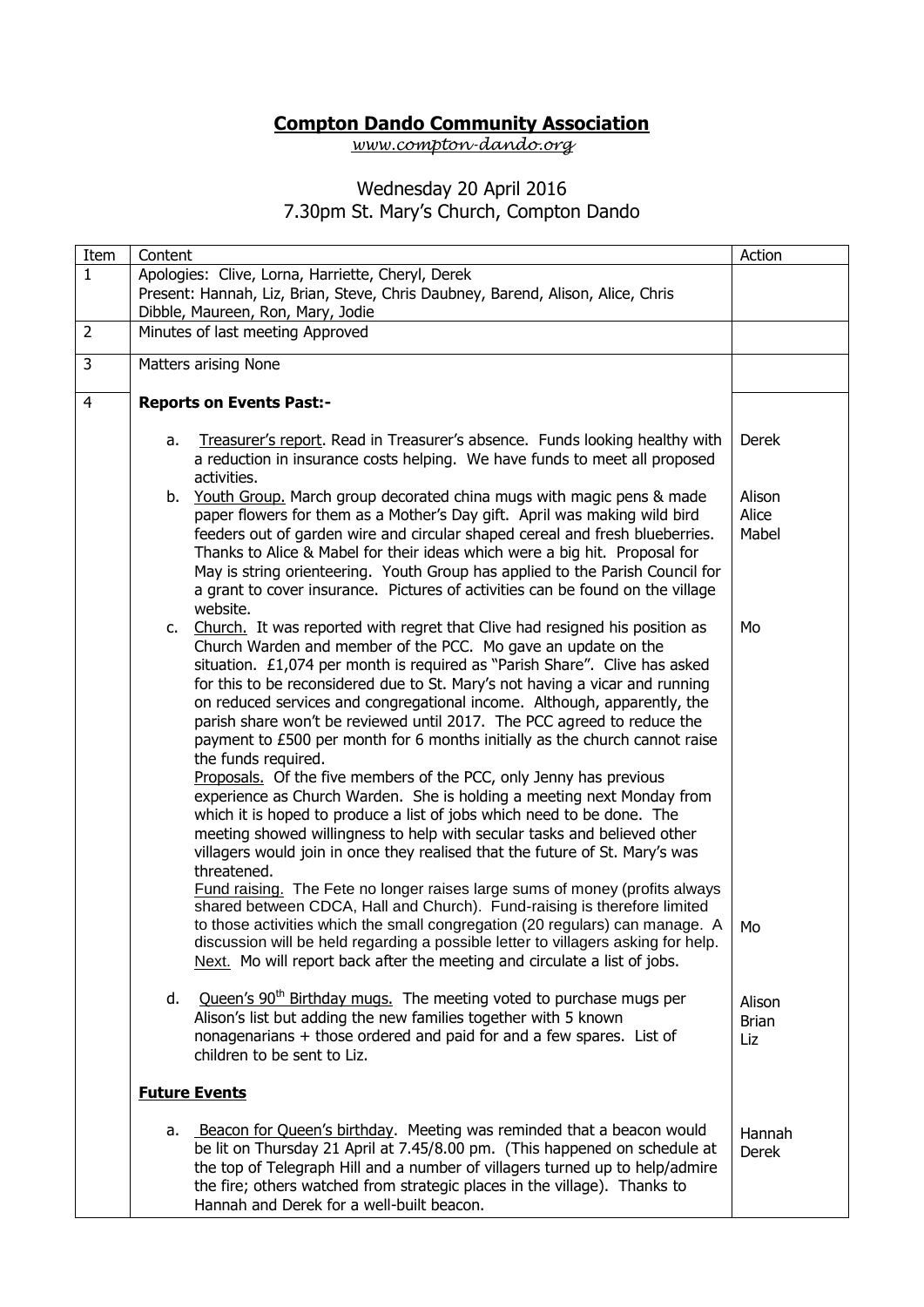# Compton Dando Community Association

*www.compton-dando.org*

Wednesday 20 April 2016
7.30pm St. Mary's Church, Compton Dando

| Item | Content | Action |
|---|---|---|
| 1 | Apologies: Clive, Lorna, Harriette, Cheryl, Derek<br>Present: Hannah, Liz, Brian, Steve, Chris Daubney, Barend, Alison, Alice, Chris Dibble, Maureen, Ron, Mary, Jodie | |
| 2 | Minutes of last meeting Approved | |
| 3 | Matters arising None | |
| 4 | **Reports on Events Past:-** | |
| | a. Treasurer's report. Read in Treasurer's absence. Funds looking healthy with a reduction in insurance costs helping. We have funds to meet all proposed activities. | Derek |
| | b. Youth Group. March group decorated china mugs with magic pens & made paper flowers for them as a Mother's Day gift. April was making wild bird feeders out of garden wire and circular shaped cereal and fresh blueberries. Thanks to Alice & Mabel for their ideas which were a big hit. Proposal for May is string orienteering. Youth Group has applied to the Parish Council for a grant to cover insurance. Pictures of activities can be found on the village website. | Alison<br>Alice<br>Mabel |
| | c. Church. It was reported with regret that Clive had resigned his position as Church Warden and member of the PCC. Mo gave an update on the situation. £1,074 per month is required as "Parish Share". Clive has asked for this to be reconsidered due to St. Mary's not having a vicar and running on reduced services and congregational income. Although, apparently, the parish share won't be reviewed until 2017. The PCC agreed to reduce the payment to £500 per month for 6 months initially as the church cannot raise the funds required.<br>Proposals. Of the five members of the PCC, only Jenny has previous experience as Church Warden. She is holding a meeting next Monday from which it is hoped to produce a list of jobs which need to be done. The meeting showed willingness to help with secular tasks and believed other villagers would join in once they realised that the future of St. Mary's was threatened.<br>Fund raising. The Fete no longer raises large sums of money (profits always shared between CDCA, Hall and Church). Fund-raising is therefore limited to those activities which the small congregation (20 regulars) can manage. A discussion will be held regarding a possible letter to villagers asking for help.<br>Next. Mo will report back after the meeting and circulate a list of jobs. | Mo<br><br>Mo |
| | d. Queen's 90th Birthday mugs. The meeting voted to purchase mugs per Alison's list but adding the new families together with 5 known nonagenarians + those ordered and paid for and a few spares. List of children to be sent to Liz. | Alison<br>Brian<br>Liz |
| | **Future Events** | |
| | a. Beacon for Queen's birthday. Meeting was reminded that a beacon would be lit on Thursday 21 April at 7.45/8.00 pm. (This happened on schedule at the top of Telegraph Hill and a number of villagers turned up to help/admire the fire; others watched from strategic places in the village). Thanks to Hannah and Derek for a well-built beacon. | Hannah<br>Derek |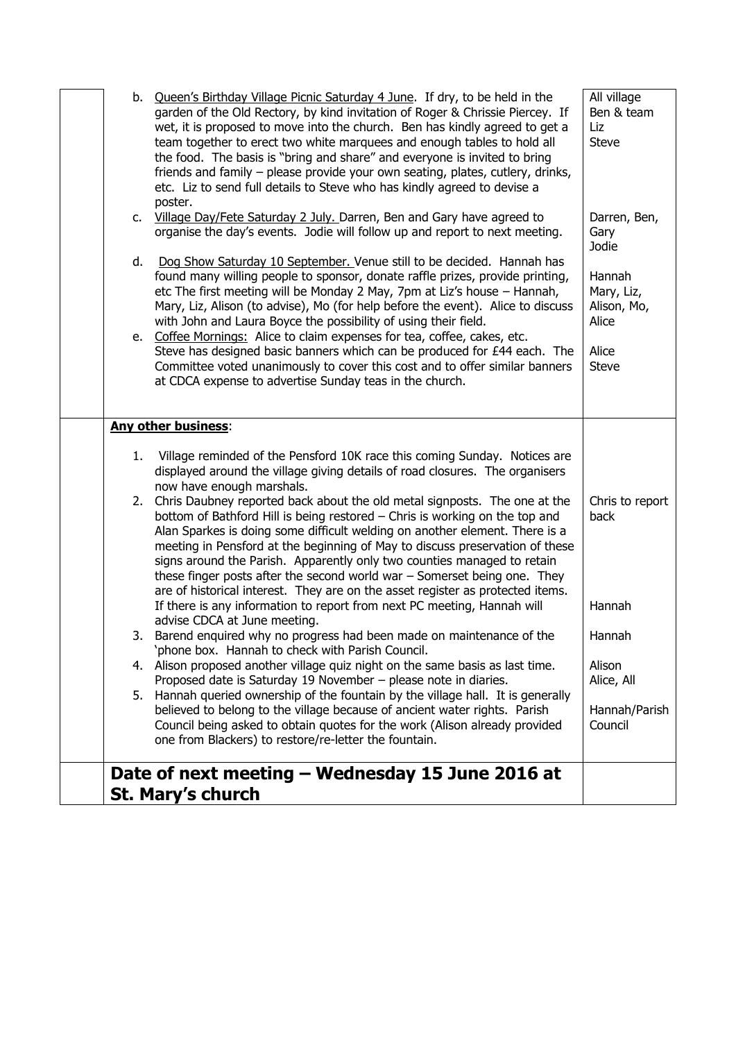| | | |
|---|---|---|
| | b. <u>Queen's Birthday Village Picnic Saturday 4 June</u>. If dry, to be held in the garden of the Old Rectory, by kind invitation of Roger & Chrissie Piercey. If wet, it is proposed to move into the church. Ben has kindly agreed to get a team together to erect two white marquees and enough tables to hold all the food. The basis is "bring and share" and everyone is invited to bring friends and family – please provide your own seating, plates, cutlery, drinks, etc. Liz to send full details to Steve who has kindly agreed to devise a poster.<br>c. <u>Village Day/Fete Saturday 2 July.</u> Darren, Ben and Gary have agreed to organise the day's events. Jodie will follow up and report to next meeting.<br>d. <u>Dog Show Saturday 10 September.</u> Venue still to be decided. Hannah has found many willing people to sponsor, donate raffle prizes, provide printing, etc The first meeting will be Monday 2 May, 7pm at Liz's house – Hannah, Mary, Liz, Alison (to advise), Mo (for help before the event). Alice to discuss with John and Laura Boyce the possibility of using their field.<br>e. <u>Coffee Mornings:</u> Alice to claim expenses for tea, coffee, cakes, etc. Steve has designed basic banners which can be produced for £44 each. The Committee voted unanimously to cover this cost and to offer similar banners at CDCA expense to advertise Sunday teas in the church. | All village<br>Ben & team<br>Liz<br>Steve<br><br>Darren, Ben, Gary<br>Jodie<br><br>Hannah<br>Mary, Liz, Alison, Mo, Alice<br><br>Alice<br>Steve |
| | **<u>Any other business</u>**:<br><br>1. Village reminded of the Pensford 10K race this coming Sunday. Notices are displayed around the village giving details of road closures. The organisers now have enough marshals.<br>2. Chris Daubney reported back about the old metal signposts. The one at the bottom of Bathford Hill is being restored – Chris is working on the top and Alan Sparkes is doing some difficult welding on another element. There is a meeting in Pensford at the beginning of May to discuss preservation of these signs around the Parish. Apparently only two counties managed to retain these finger posts after the second world war – Somerset being one. They are of historical interest. They are on the asset register as protected items. If there is any information to report from next PC meeting, Hannah will advise CDCA at June meeting.<br>3. Barend enquired why no progress had been made on maintenance of the 'phone box. Hannah to check with Parish Council.<br>4. Alison proposed another village quiz night on the same basis as last time. Proposed date is Saturday 19 November – please note in diaries.<br>5. Hannah queried ownership of the fountain by the village hall. It is generally believed to belong to the village because of ancient water rights. Parish Council being asked to obtain quotes for the work (Alison already provided one from Blackers) to restore/re-letter the fountain. | <br><br><br><br>Chris to report back<br><br><br><br><br>Hannah<br><br>Hannah<br><br>Alison<br>Alice, All<br><br>Hannah/Parish Council |
| | **Date of next meeting – Wednesday 15 June 2016 at St. Mary's church** | |